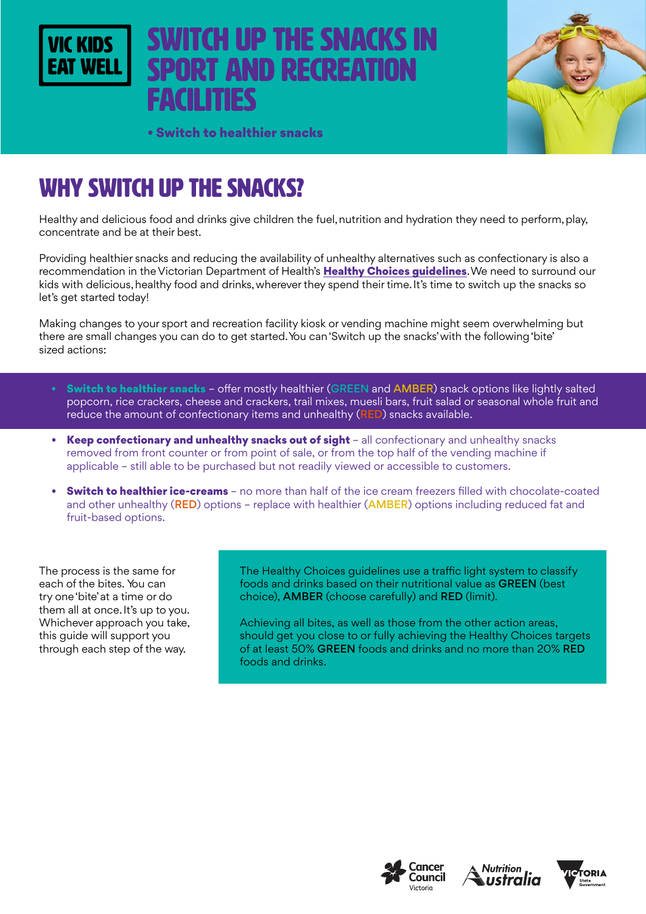VIC KIDS EAT WELL

# SWITCH UP THE SNACKS IN SPORT AND RECREATION FACILITIES

• **Switch to healthier snacks**

## WHY SWITCH UP THE SNACKS?

Healthy and delicious food and drinks give children the fuel, nutrition and hydration they need to perform, play, concentrate and be at their best.

Providing healthier snacks and reducing the availability of unhealthy alternatives such as confectionary is also a recommendation in the Victorian Department of Health's **Healthy Choices guidelines**. We need to surround our kids with delicious, healthy food and drinks, wherever they spend their time. It's time to switch up the snacks so let's get started today!

Making changes to your sport and recreation facility kiosk or vending machine might seem overwhelming but there are small changes you can do to get started. You can 'Switch up the snacks' with the following 'bite' sized actions:

- **Switch to healthier snacks** – offer mostly healthier (GREEN and AMBER) snack options like lightly salted popcorn, rice crackers, cheese and crackers, trail mixes, muesli bars, fruit salad or seasonal whole fruit and reduce the amount of confectionary items and unhealthy (RED) snacks available.
- **Keep confectionary and unhealthy snacks out of sight** – all confectionary and unhealthy snacks removed from front counter or from point of sale, or from the top half of the vending machine if applicable – still able to be purchased but not readily viewed or accessible to customers.
- **Switch to healthier ice-creams** – no more than half of the ice cream freezers filled with chocolate-coated and other unhealthy (RED) options – replace with healthier (AMBER) options including reduced fat and fruit-based options.

The process is the same for each of the bites. You can try one 'bite' at a time or do them all at once. It's up to you. Whichever approach you take, this guide will support you through each step of the way.

The Healthy Choices guidelines use a traffic light system to classify foods and drinks based on their nutritional value as **GREEN** (best choice), **AMBER** (choose carefully) and **RED** (limit).

Achieving all bites, as well as those from the other action areas, should get you close to or fully achieving the Healthy Choices targets of at least 50% **GREEN** foods and drinks and no more than 20% **RED** foods and drinks.

Cancer Council Victoria | Nutrition Australia | Victoria State Government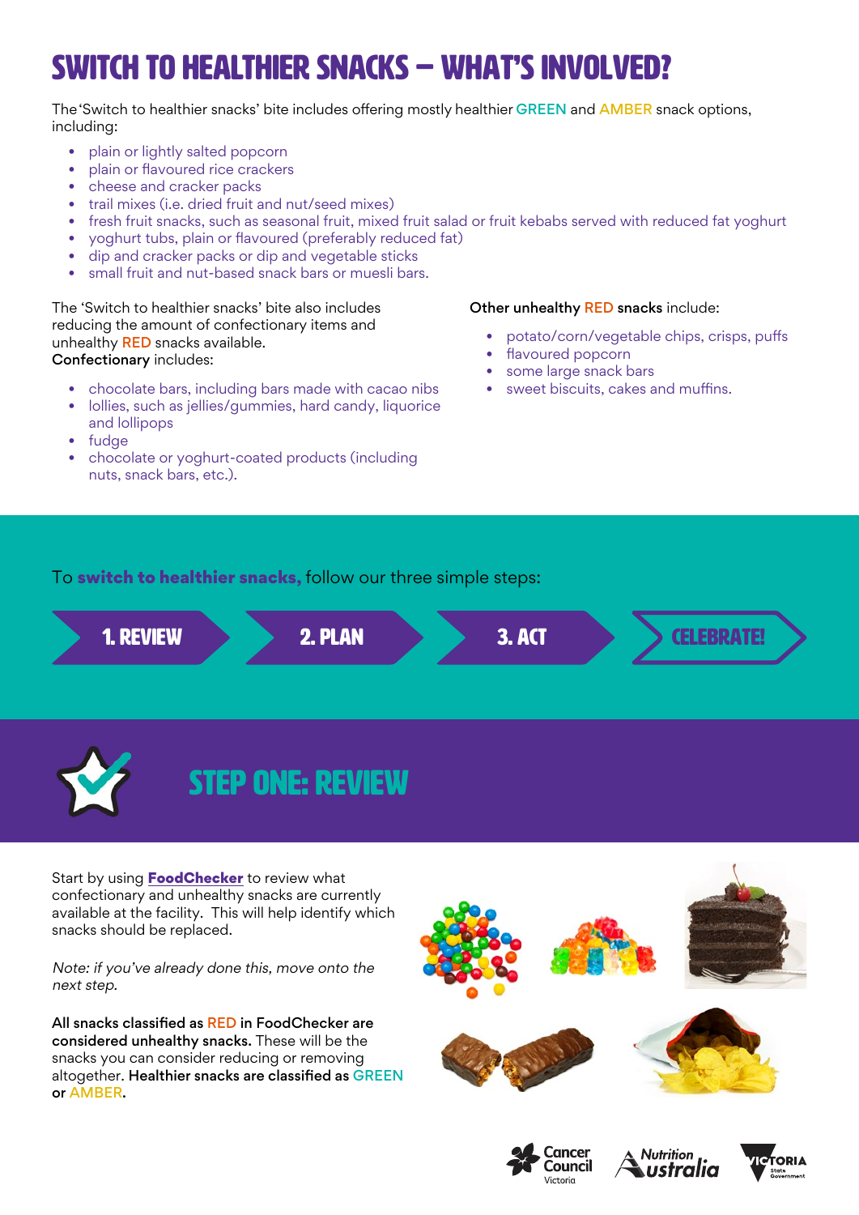# SWITCH TO HEALTHIER SNACKS – WHAT'S INVOLVED?

The 'Switch to healthier snacks' bite includes offering mostly healthier GREEN and AMBER snack options, including:

- plain or lightly salted popcorn
- plain or flavoured rice crackers
- cheese and cracker packs
- trail mixes (i.e. dried fruit and nut/seed mixes)
- fresh fruit snacks, such as seasonal fruit, mixed fruit salad or fruit kebabs served with reduced fat yoghurt
- yoghurt tubs, plain or flavoured (preferably reduced fat)
- dip and cracker packs or dip and vegetable sticks
- small fruit and nut-based snack bars or muesli bars.

The 'Switch to healthier snacks' bite also includes reducing the amount of confectionary items and unhealthy RED snacks available.
**Confectionary** includes:

- chocolate bars, including bars made with cacao nibs
- lollies, such as jellies/gummies, hard candy, liquorice and lollipops
- fudge
- chocolate or yoghurt-coated products (including nuts, snack bars, etc.).

**Other unhealthy RED snacks** include:

- potato/corn/vegetable chips, crisps, puffs
- flavoured popcorn
- some large snack bars
- sweet biscuits, cakes and muffins.

To **switch to healthier snacks,** follow our three simple steps:

**1. REVIEW** → **2. PLAN** → **3. ACT** → **CELEBRATE!**

## STEP ONE: REVIEW

Start by using **FoodChecker** to review what confectionary and unhealthy snacks are currently available at the facility. This will help identify which snacks should be replaced.

*Note: if you've already done this, move onto the next step.*

**All snacks classified as RED in FoodChecker are considered unhealthy snacks.** These will be the snacks you can consider reducing or removing altogether. **Healthier snacks are classified as GREEN or AMBER.**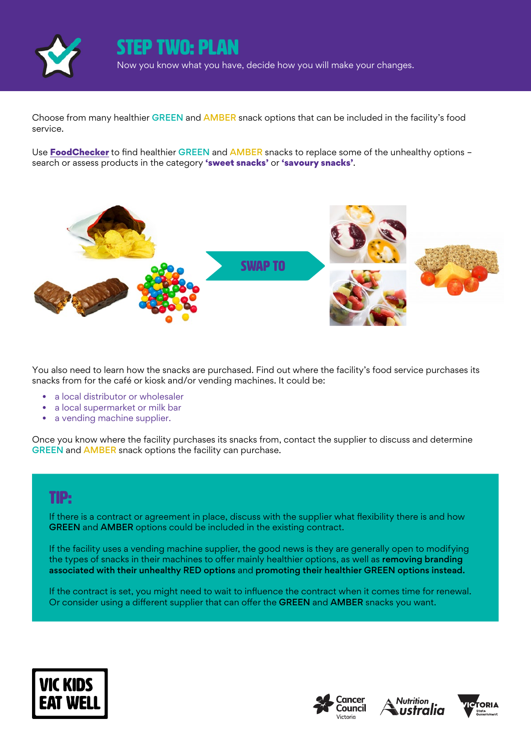# STEP TWO: PLAN

Now you know what you have, decide how you will make your changes.

Choose from many healthier GREEN and AMBER snack options that can be included in the facility's food service.

Use **FoodChecker** to find healthier GREEN and AMBER snacks to replace some of the unhealthy options – search or assess products in the category **'sweet snacks'** or **'savoury snacks'**.

SWAP TO

You also need to learn how the snacks are purchased. Find out where the facility's food service purchases its snacks from for the café or kiosk and/or vending machines. It could be:

- a local distributor or wholesaler
- a local supermarket or milk bar
- a vending machine supplier.

Once you know where the facility purchases its snacks from, contact the supplier to discuss and determine GREEN and AMBER snack options the facility can purchase.

## TIP:

If there is a contract or agreement in place, discuss with the supplier what flexibility there is and how **GREEN** and **AMBER** options could be included in the existing contract.

If the facility uses a vending machine supplier, the good news is they are generally open to modifying the types of snacks in their machines to offer mainly healthier options, as well as **removing branding associated with their unhealthy RED options** and **promoting their healthier GREEN options instead.**

If the contract is set, you might need to wait to influence the contract when it comes time for renewal. Or consider using a different supplier that can offer the **GREEN** and **AMBER** snacks you want.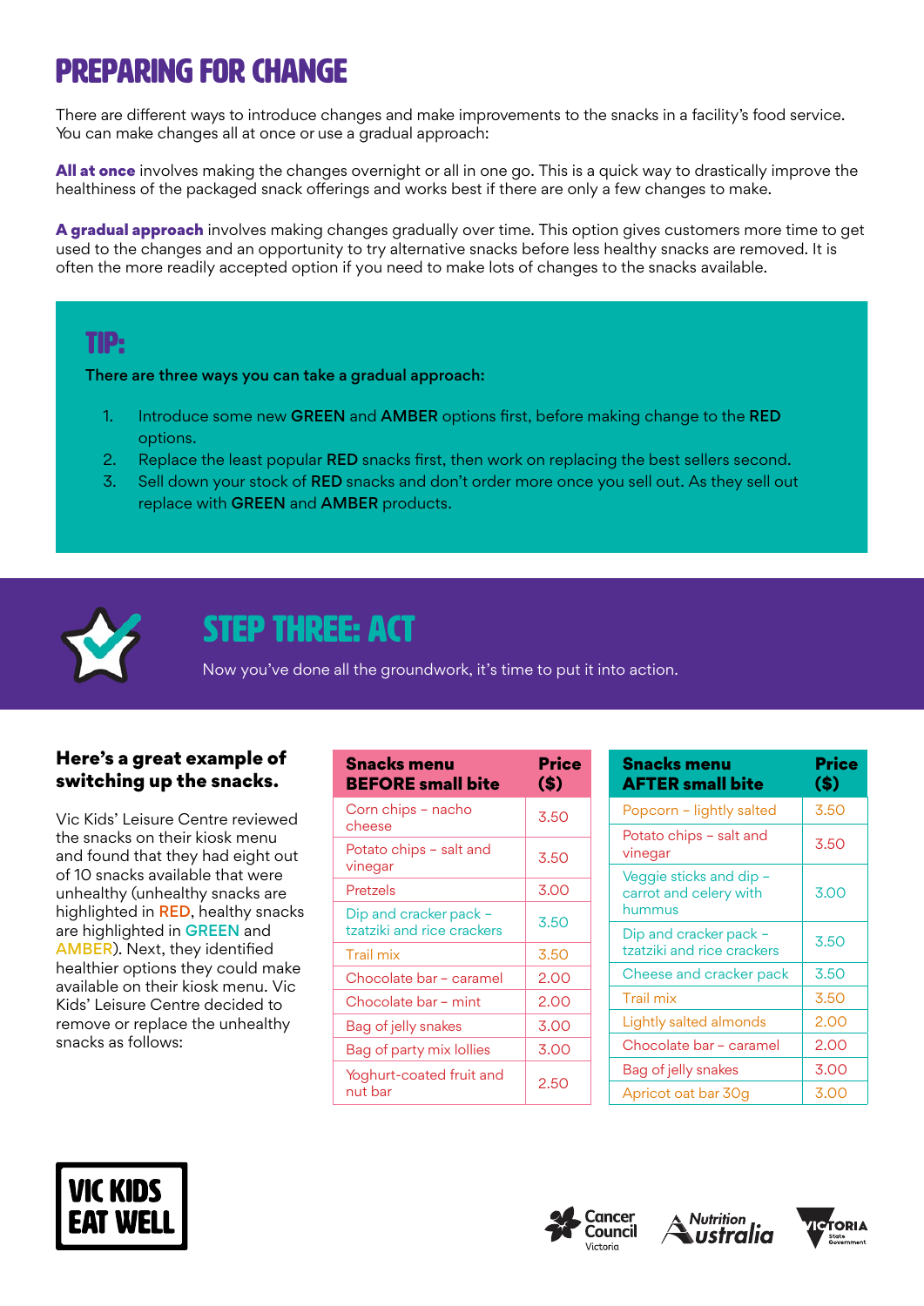# PREPARING FOR CHANGE

There are different ways to introduce changes and make improvements to the snacks in a facility's food service. You can make changes all at once or use a gradual approach:

**All at once** involves making the changes overnight or all in one go. This is a quick way to drastically improve the healthiness of the packaged snack offerings and works best if there are only a few changes to make.

**A gradual approach** involves making changes gradually over time. This option gives customers more time to get used to the changes and an opportunity to try alternative snacks before less healthy snacks are removed. It is often the more readily accepted option if you need to make lots of changes to the snacks available.

## TIP:

**There are three ways you can take a gradual approach:**

1. Introduce some new **GREEN** and **AMBER** options first, before making change to the **RED** options.
2. Replace the least popular **RED** snacks first, then work on replacing the best sellers second.
3. Sell down your stock of **RED** snacks and don't order more once you sell out. As they sell out replace with **GREEN** and **AMBER** products.

# STEP THREE: ACT

Now you've done all the groundwork, it's time to put it into action.

### Here's a great example of switching up the snacks.

Vic Kids' Leisure Centre reviewed the snacks on their kiosk menu and found that they had eight out of 10 snacks available that were unhealthy (unhealthy snacks are highlighted in RED, healthy snacks are highlighted in GREEN and AMBER). Next, they identified healthier options they could make available on their kiosk menu. Vic Kids' Leisure Centre decided to remove or replace the unhealthy snacks as follows:

| Snacks menu BEFORE small bite | Price ($) |
|---|---|
| Corn chips – nacho cheese | 3.50 |
| Potato chips – salt and vinegar | 3.50 |
| Pretzels | 3.00 |
| Dip and cracker pack – tzatziki and rice crackers | 3.50 |
| Trail mix | 3.50 |
| Chocolate bar – caramel | 2.00 |
| Chocolate bar – mint | 2.00 |
| Bag of jelly snakes | 3.00 |
| Bag of party mix lollies | 3.00 |
| Yoghurt-coated fruit and nut bar | 2.50 |

| Snacks menu AFTER small bite | Price ($) |
|---|---|
| Popcorn – lightly salted | 3.50 |
| Potato chips – salt and vinegar | 3.50 |
| Veggie sticks and dip – carrot and celery with hummus | 3.00 |
| Dip and cracker pack – tzatziki and rice crackers | 3.50 |
| Cheese and cracker pack | 3.50 |
| Trail mix | 3.50 |
| Lightly salted almonds | 2.00 |
| Chocolate bar – caramel | 2.00 |
| Bag of jelly snakes | 3.00 |
| Apricot oat bar 30g | 3.00 |

VIC KIDS EAT WELL

Cancer Council Victoria · Nutrition Australia · Victoria State Government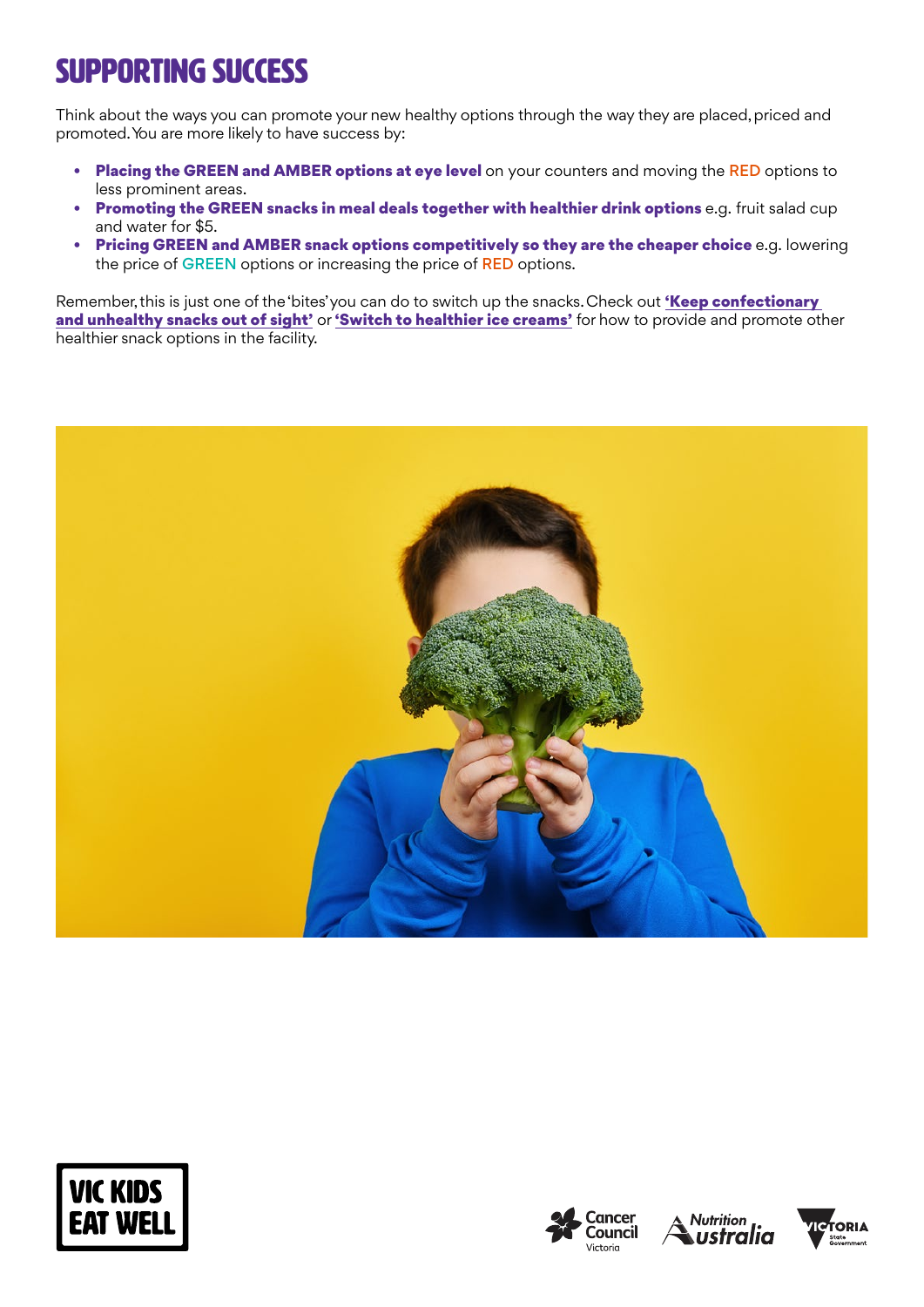# SUPPORTING SUCCESS

Think about the ways you can promote your new healthy options through the way they are placed, priced and promoted. You are more likely to have success by:

- **Placing the GREEN and AMBER options at eye level** on your counters and moving the RED options to less prominent areas.
- **Promoting the GREEN snacks in meal deals together with healthier drink options** e.g. fruit salad cup and water for $5.
- **Pricing GREEN and AMBER snack options competitively so they are the cheaper choice** e.g. lowering the price of GREEN options or increasing the price of RED options.

Remember, this is just one of the 'bites' you can do to switch up the snacks. Check out **'Keep confectionary and unhealthy snacks out of sight'** or **'Switch to healthier ice creams'** for how to provide and promote other healthier snack options in the facility.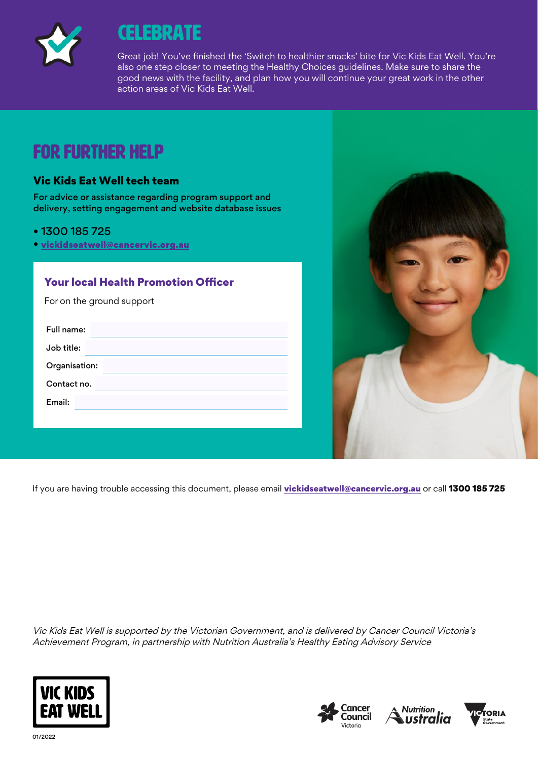# CELEBRATE

Great job! You've finished the 'Switch to healthier snacks' bite for Vic Kids Eat Well. You're also one step closer to meeting the Healthy Choices guidelines. Make sure to share the good news with the facility, and plan how you will continue your great work in the other action areas of Vic Kids Eat Well.

# FOR FURTHER HELP

### Vic Kids Eat Well tech team

For advice or assistance regarding program support and delivery, setting engagement and website database issues

- 1300 185 725
- vickidseatwell@cancervic.org.au

### Your local Health Promotion Officer

For on the ground support

Full name:

Job title:

Organisation:

Contact no.

Email:

If you are having trouble accessing this document, please email **vickidseatwell@cancervic.org.au** or call **1300 185 725**

*Vic Kids Eat Well is supported by the Victorian Government, and is delivered by Cancer Council Victoria's Achievement Program, in partnership with Nutrition Australia's Healthy Eating Advisory Service*

VIC KIDS EAT WELL

Cancer Council Victoria

Nutrition Australia

Victoria State Government

01/2022